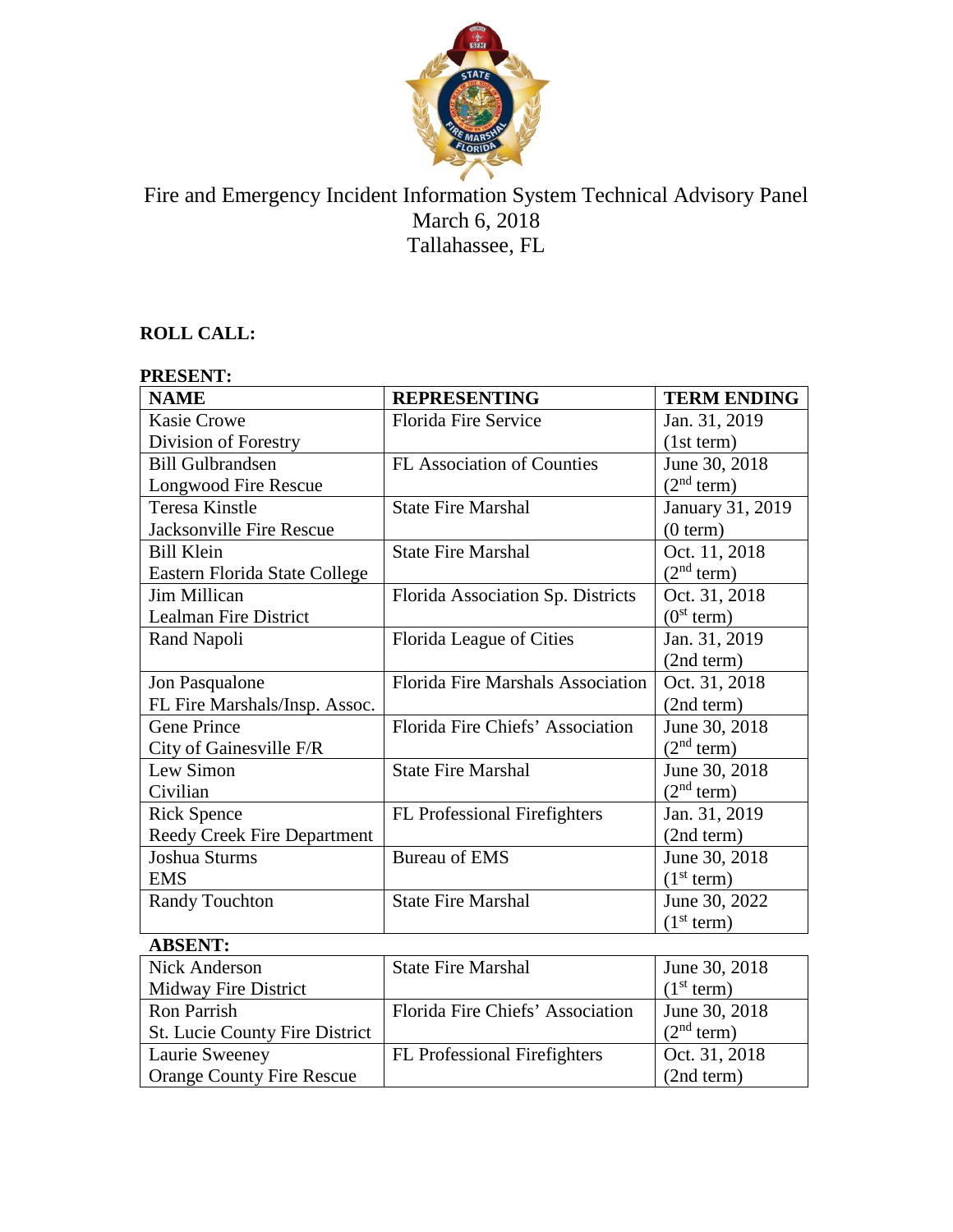# Fire and Emergency Incident Information System Technical Advisory Panel
March 6, 2018
Tallahassee, FL

**ROLL CALL:**

**PRESENT:**

| NAME | REPRESENTING | TERM ENDING |
|---|---|---|
| Kasie Crowe<br>Division of Forestry | Florida Fire Service | Jan. 31, 2019<br>(1st term) |
| Bill Gulbrandsen<br>Longwood Fire Rescue | FL Association of Counties | June 30, 2018<br>(2nd term) |
| Teresa Kinstle<br>Jacksonville Fire Rescue | State Fire Marshal | January 31, 2019<br>(0 term) |
| Bill Klein<br>Eastern Florida State College | State Fire Marshal | Oct. 11, 2018<br>(2nd term) |
| Jim Millican<br>Lealman Fire District | Florida Association Sp. Districts | Oct. 31, 2018<br>(0st term) |
| Rand Napoli | Florida League of Cities | Jan. 31, 2019<br>(2nd term) |
| Jon Pasqualone<br>FL Fire Marshals/Insp. Assoc. | Florida Fire Marshals Association | Oct. 31, 2018<br>(2nd term) |
| Gene Prince<br>City of Gainesville F/R | Florida Fire Chiefs' Association | June 30, 2018<br>(2nd term) |
| Lew Simon<br>Civilian | State Fire Marshal | June 30, 2018<br>(2nd term) |
| Rick Spence<br>Reedy Creek Fire Department | FL Professional Firefighters | Jan. 31, 2019<br>(2nd term) |
| Joshua Sturms<br>EMS | Bureau of EMS | June 30, 2018<br>(1st term) |
| Randy Touchton | State Fire Marshal | June 30, 2022<br>(1st term) |

**ABSENT:**

| NAME | REPRESENTING | TERM ENDING |
|---|---|---|
| Nick Anderson<br>Midway Fire District | State Fire Marshal | June 30, 2018<br>(1st term) |
| Ron Parrish<br>St. Lucie County Fire District | Florida Fire Chiefs' Association | June 30, 2018<br>(2nd term) |
| Laurie Sweeney<br>Orange County Fire Rescue | FL Professional Firefighters | Oct. 31, 2018<br>(2nd term) |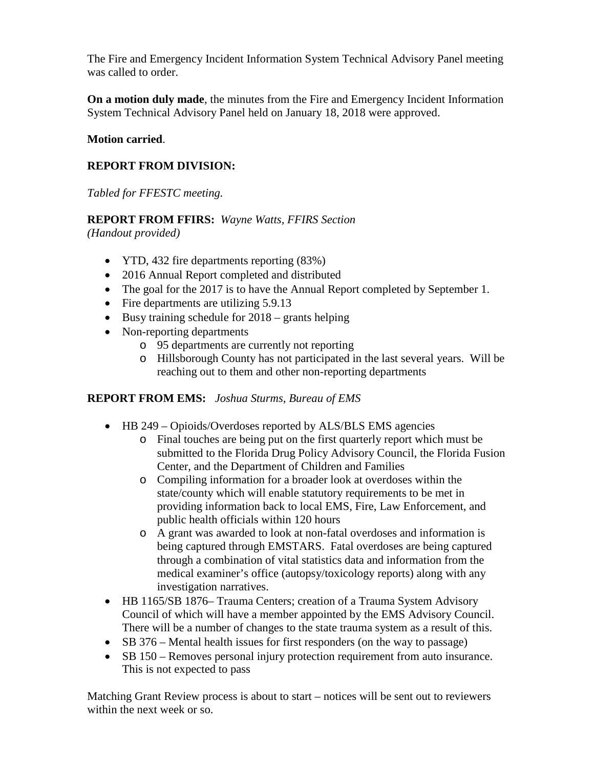The Fire and Emergency Incident Information System Technical Advisory Panel meeting was called to order.

**On a motion duly made**, the minutes from the Fire and Emergency Incident Information System Technical Advisory Panel held on January 18, 2018 were approved.

**Motion carried**.

**REPORT FROM DIVISION:**

*Tabled for FFESTC meeting.*

**REPORT FROM FFIRS:** *Wayne Watts, FFIRS Section*
*(Handout provided)*

- YTD, 432 fire departments reporting (83%)
- 2016 Annual Report completed and distributed
- The goal for the 2017 is to have the Annual Report completed by September 1.
- Fire departments are utilizing 5.9.13
- Busy training schedule for 2018 – grants helping
- Non-reporting departments
    - 95 departments are currently not reporting
    - Hillsborough County has not participated in the last several years. Will be reaching out to them and other non-reporting departments

**REPORT FROM EMS:** *Joshua Sturms, Bureau of EMS*

- HB 249 – Opioids/Overdoses reported by ALS/BLS EMS agencies
    - Final touches are being put on the first quarterly report which must be submitted to the Florida Drug Policy Advisory Council, the Florida Fusion Center, and the Department of Children and Families
    - Compiling information for a broader look at overdoses within the state/county which will enable statutory requirements to be met in providing information back to local EMS, Fire, Law Enforcement, and public health officials within 120 hours
    - A grant was awarded to look at non-fatal overdoses and information is being captured through EMSTARS. Fatal overdoses are being captured through a combination of vital statistics data and information from the medical examiner's office (autopsy/toxicology reports) along with any investigation narratives.
- HB 1165/SB 1876– Trauma Centers; creation of a Trauma System Advisory Council of which will have a member appointed by the EMS Advisory Council. There will be a number of changes to the state trauma system as a result of this.
- SB 376 – Mental health issues for first responders (on the way to passage)
- SB 150 – Removes personal injury protection requirement from auto insurance. This is not expected to pass

Matching Grant Review process is about to start – notices will be sent out to reviewers within the next week or so.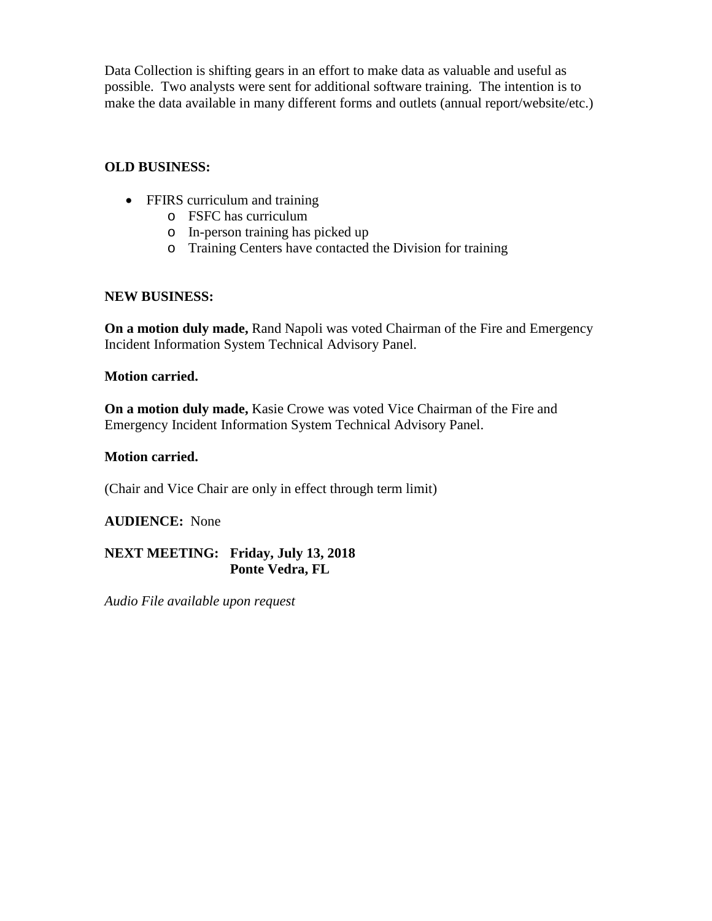Data Collection is shifting gears in an effort to make data as valuable and useful as possible. Two analysts were sent for additional software training. The intention is to make the data available in many different forms and outlets (annual report/website/etc.)

**OLD BUSINESS:**

- FFIRS curriculum and training
  - FSFC has curriculum
  - In-person training has picked up
  - Training Centers have contacted the Division for training

**NEW BUSINESS:**

**On a motion duly made,** Rand Napoli was voted Chairman of the Fire and Emergency Incident Information System Technical Advisory Panel.

**Motion carried.**

**On a motion duly made,** Kasie Crowe was voted Vice Chairman of the Fire and Emergency Incident Information System Technical Advisory Panel.

**Motion carried.**

(Chair and Vice Chair are only in effect through term limit)

**AUDIENCE:** None

**NEXT MEETING: Friday, July 13, 2018**
**Ponte Vedra, FL**

*Audio File available upon request*